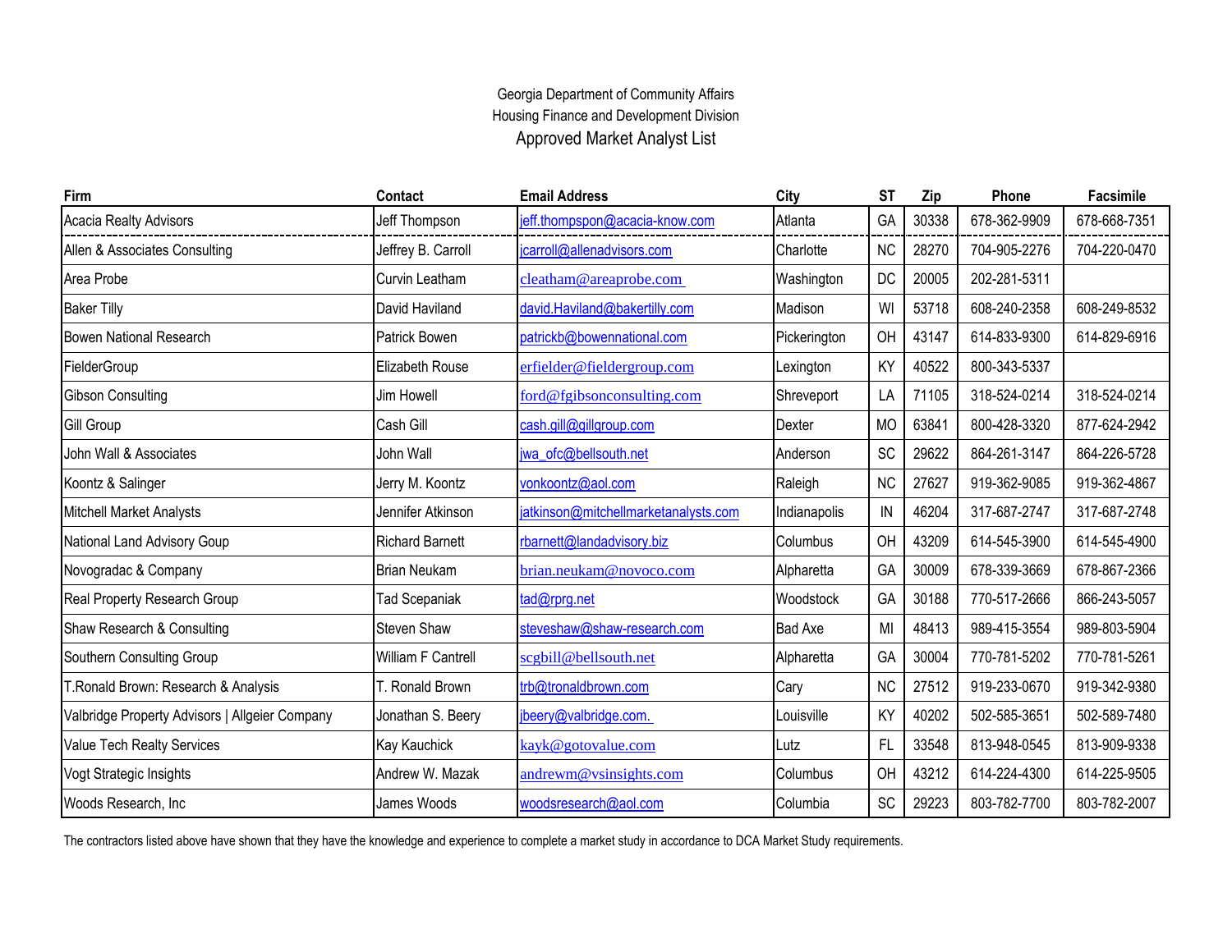Georgia Department of Community Affairs

Housing Finance and Development Division

# Approved Market Analyst List

| Firm | Contact | Email Address | City | ST | Zip | Phone | Facsimile |
|---|---|---|---|---|---|---|---|
| Acacia Realty Advisors | Jeff Thompson | jeff.thompspon@acacia-know.com | Atlanta | GA | 30338 | 678-362-9909 | 678-668-7351 |
| Allen & Associates Consulting | Jeffrey B. Carroll | jcarroll@allenadvisors.com | Charlotte | NC | 28270 | 704-905-2276 | 704-220-0470 |
| Area Probe | Curvin Leatham | cleatham@areaprobe.com | Washington | DC | 20005 | 202-281-5311 | |
| Baker Tilly | David Haviland | david.Haviland@bakertilly.com | Madison | WI | 53718 | 608-240-2358 | 608-249-8532 |
| Bowen National Research | Patrick Bowen | patrickb@bowennational.com | Pickerington | OH | 43147 | 614-833-9300 | 614-829-6916 |
| FielderGroup | Elizabeth Rouse | erfielder@fieldergroup.com | Lexington | KY | 40522 | 800-343-5337 | |
| Gibson Consulting | Jim Howell | ford@fgibsonconsulting.com | Shreveport | LA | 71105 | 318-524-0214 | 318-524-0214 |
| Gill Group | Cash Gill | cash.gill@gillgroup.com | Dexter | MO | 63841 | 800-428-3320 | 877-624-2942 |
| John Wall & Associates | John Wall | jwa_ofc@bellsouth.net | Anderson | SC | 29622 | 864-261-3147 | 864-226-5728 |
| Koontz & Salinger | Jerry M. Koontz | vonkoontz@aol.com | Raleigh | NC | 27627 | 919-362-9085 | 919-362-4867 |
| Mitchell Market Analysts | Jennifer Atkinson | jatkinson@mitchellmarketanalysts.com | Indianapolis | IN | 46204 | 317-687-2747 | 317-687-2748 |
| National Land Advisory Goup | Richard Barnett | rbarnett@landadvisory.biz | Columbus | OH | 43209 | 614-545-3900 | 614-545-4900 |
| Novogradac & Company | Brian Neukam | brian.neukam@novoco.com | Alpharetta | GA | 30009 | 678-339-3669 | 678-867-2366 |
| Real Property Research Group | Tad Scepaniak | tad@rprg.net | Woodstock | GA | 30188 | 770-517-2666 | 866-243-5057 |
| Shaw Research & Consulting | Steven Shaw | steveshaw@shaw-research.com | Bad Axe | MI | 48413 | 989-415-3554 | 989-803-5904 |
| Southern Consulting Group | William F Cantrell | scgbill@bellsouth.net | Alpharetta | GA | 30004 | 770-781-5202 | 770-781-5261 |
| T.Ronald Brown: Research & Analysis | T. Ronald Brown | trb@tronaldbrown.com | Cary | NC | 27512 | 919-233-0670 | 919-342-9380 |
| Valbridge Property Advisors \| Allgeier Company | Jonathan S. Beery | jbeery@valbridge.com. | Louisville | KY | 40202 | 502-585-3651 | 502-589-7480 |
| Value Tech Realty Services | Kay Kauchick | kayk@gotovalue.com | Lutz | FL | 33548 | 813-948-0545 | 813-909-9338 |
| Vogt Strategic Insights | Andrew W. Mazak | andrewm@vsinsights.com | Columbus | OH | 43212 | 614-224-4300 | 614-225-9505 |
| Woods Research, Inc | James Woods | woodsresearch@aol.com | Columbia | SC | 29223 | 803-782-7700 | 803-782-2007 |

The contractors listed above have shown that they have the knowledge and experience to complete a market study in accordance to DCA Market Study requirements.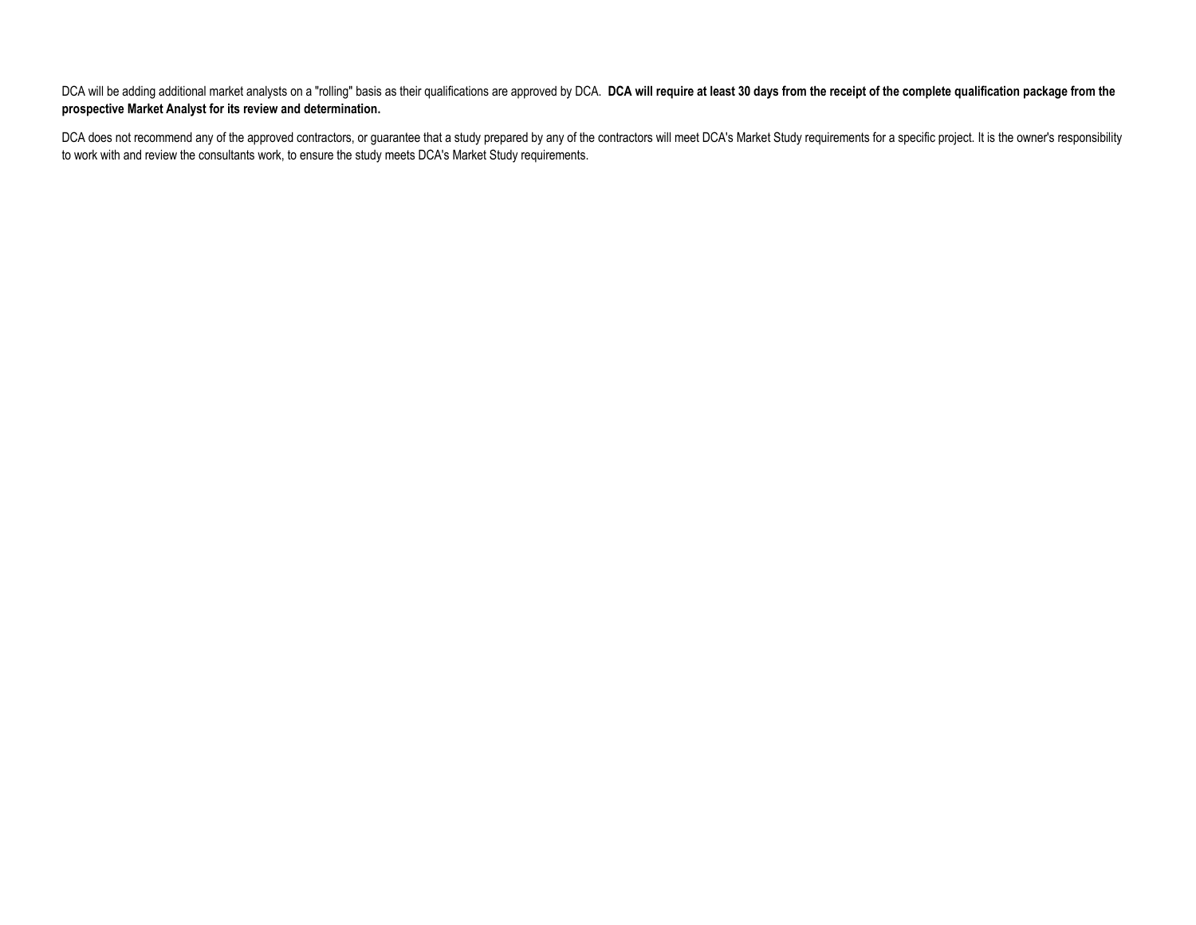DCA will be adding additional market analysts on a "rolling" basis as their qualifications are approved by DCA. **DCA will require at least 30 days from the receipt of the complete qualification package from the prospective Market Analyst for its review and determination.**

DCA does not recommend any of the approved contractors, or guarantee that a study prepared by any of the contractors will meet DCA's Market Study requirements for a specific project. It is the owner's responsibility to work with and review the consultants work, to ensure the study meets DCA's Market Study requirements.